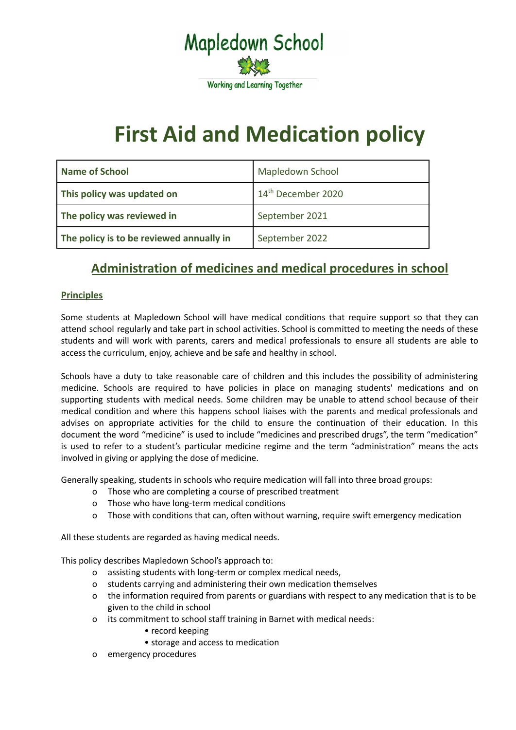# Mapledown School

Working and Learning Together

# First Aid and Medication policy

| Name of School | Mapledown School |
|---|---|
| This policy was updated on | 14th December 2020 |
| The policy was reviewed in | September 2021 |
| The policy is to be reviewed annually in | September 2022 |

## Administration of medicines and medical procedures in school

### Principles

Some students at Mapledown School will have medical conditions that require support so that they can attend school regularly and take part in school activities. School is committed to meeting the needs of these students and will work with parents, carers and medical professionals to ensure all students are able to access the curriculum, enjoy, achieve and be safe and healthy in school.

Schools have a duty to take reasonable care of children and this includes the possibility of administering medicine. Schools are required to have policies in place on managing students' medications and on supporting students with medical needs. Some children may be unable to attend school because of their medical condition and where this happens school liaises with the parents and medical professionals and advises on appropriate activities for the child to ensure the continuation of their education. In this document the word "medicine" is used to include "medicines and prescribed drugs", the term "medication" is used to refer to a student's particular medicine regime and the term "administration" means the acts involved in giving or applying the dose of medicine.

Generally speaking, students in schools who require medication will fall into three broad groups:

- Those who are completing a course of prescribed treatment
- Those who have long-term medical conditions
- Those with conditions that can, often without warning, require swift emergency medication

All these students are regarded as having medical needs.

This policy describes Mapledown School's approach to:

- assisting students with long-term or complex medical needs,
- students carrying and administering their own medication themselves
- the information required from parents or guardians with respect to any medication that is to be given to the child in school
- its commitment to school staff training in Barnet with medical needs:
    - record keeping
    - storage and access to medication
- emergency procedures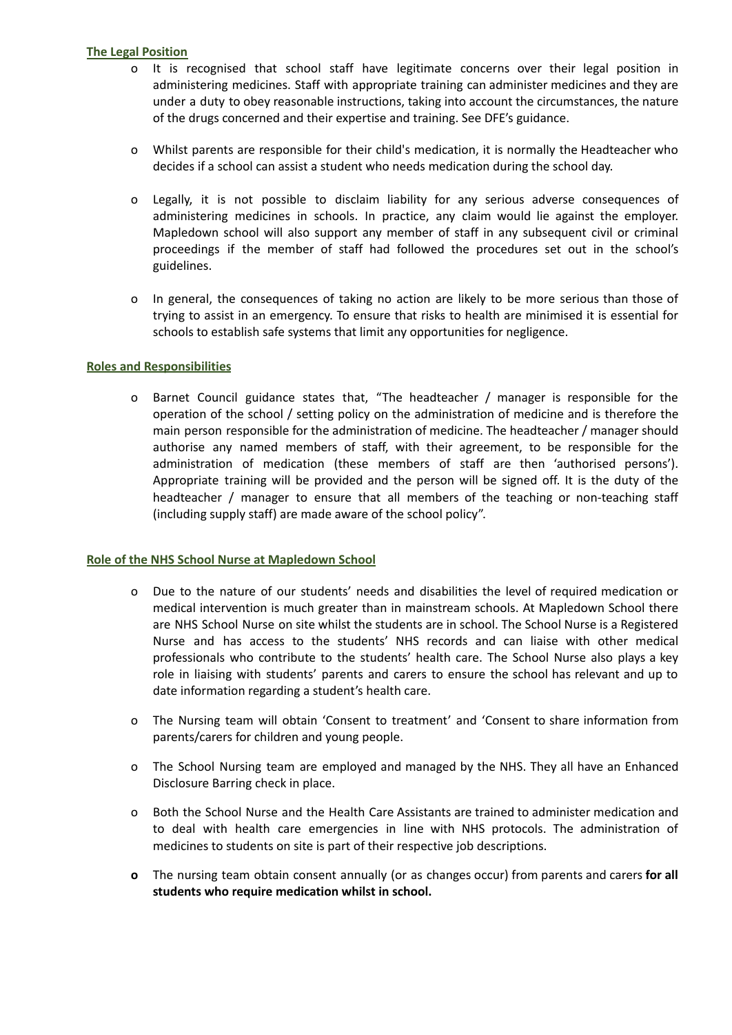## The Legal Position

- It is recognised that school staff have legitimate concerns over their legal position in administering medicines. Staff with appropriate training can administer medicines and they are under a duty to obey reasonable instructions, taking into account the circumstances, the nature of the drugs concerned and their expertise and training. See DFE's guidance.

- Whilst parents are responsible for their child's medication, it is normally the Headteacher who decides if a school can assist a student who needs medication during the school day.

- Legally, it is not possible to disclaim liability for any serious adverse consequences of administering medicines in schools. In practice, any claim would lie against the employer. Mapledown school will also support any member of staff in any subsequent civil or criminal proceedings if the member of staff had followed the procedures set out in the school's guidelines.

- In general, the consequences of taking no action are likely to be more serious than those of trying to assist in an emergency. To ensure that risks to health are minimised it is essential for schools to establish safe systems that limit any opportunities for negligence.

## Roles and Responsibilities

- Barnet Council guidance states that, "The headteacher / manager is responsible for the operation of the school / setting policy on the administration of medicine and is therefore the main person responsible for the administration of medicine. The headteacher / manager should authorise any named members of staff, with their agreement, to be responsible for the administration of medication (these members of staff are then 'authorised persons'). Appropriate training will be provided and the person will be signed off. It is the duty of the headteacher / manager to ensure that all members of the teaching or non-teaching staff (including supply staff) are made aware of the school policy".

## Role of the NHS School Nurse at Mapledown School

- Due to the nature of our students' needs and disabilities the level of required medication or medical intervention is much greater than in mainstream schools. At Mapledown School there are NHS School Nurse on site whilst the students are in school. The School Nurse is a Registered Nurse and has access to the students' NHS records and can liaise with other medical professionals who contribute to the students' health care. The School Nurse also plays a key role in liaising with students' parents and carers to ensure the school has relevant and up to date information regarding a student's health care.

- The Nursing team will obtain 'Consent to treatment' and 'Consent to share information from parents/carers for children and young people.

- The School Nursing team are employed and managed by the NHS. They all have an Enhanced Disclosure Barring check in place.

- Both the School Nurse and the Health Care Assistants are trained to administer medication and to deal with health care emergencies in line with NHS protocols. The administration of medicines to students on site is part of their respective job descriptions.

- The nursing team obtain consent annually (or as changes occur) from parents and carers **for all students who require medication whilst in school.**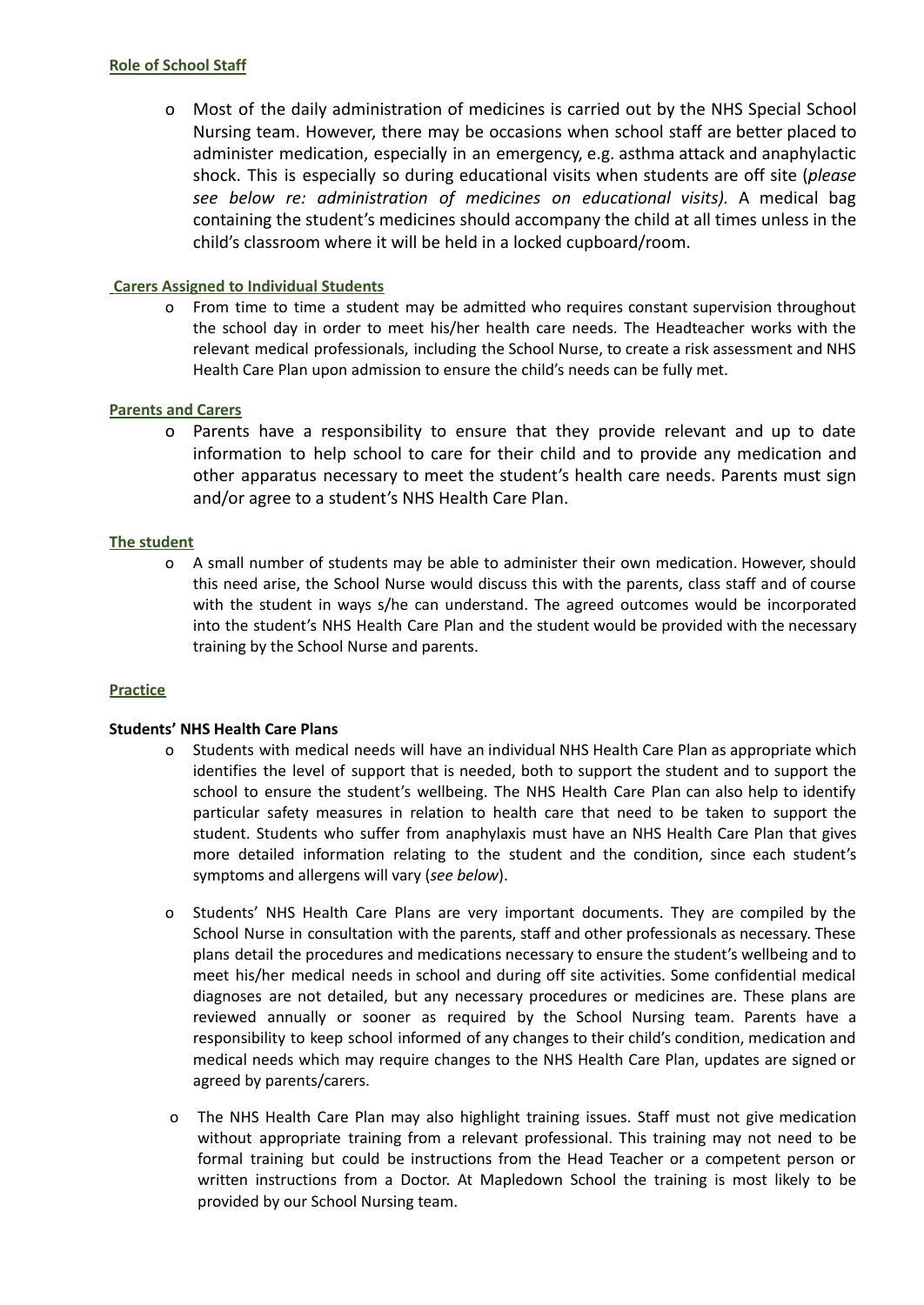**Role of School Staff**

- Most of the daily administration of medicines is carried out by the NHS Special School Nursing team. However, there may be occasions when school staff are better placed to administer medication, especially in an emergency, e.g. asthma attack and anaphylactic shock. This is especially so during educational visits when students are off site (*please see below re: administration of medicines on educational visits).* A medical bag containing the student's medicines should accompany the child at all times unless in the child's classroom where it will be held in a locked cupboard/room.

**Carers Assigned to Individual Students**

- From time to time a student may be admitted who requires constant supervision throughout the school day in order to meet his/her health care needs. The Headteacher works with the relevant medical professionals, including the School Nurse, to create a risk assessment and NHS Health Care Plan upon admission to ensure the child's needs can be fully met.

**Parents and Carers**

- Parents have a responsibility to ensure that they provide relevant and up to date information to help school to care for their child and to provide any medication and other apparatus necessary to meet the student's health care needs. Parents must sign and/or agree to a student's NHS Health Care Plan.

**The student**

- A small number of students may be able to administer their own medication. However, should this need arise, the School Nurse would discuss this with the parents, class staff and of course with the student in ways s/he can understand. The agreed outcomes would be incorporated into the student's NHS Health Care Plan and the student would be provided with the necessary training by the School Nurse and parents.

**Practice**

**Students' NHS Health Care Plans**

- Students with medical needs will have an individual NHS Health Care Plan as appropriate which identifies the level of support that is needed, both to support the student and to support the school to ensure the student's wellbeing. The NHS Health Care Plan can also help to identify particular safety measures in relation to health care that need to be taken to support the student. Students who suffer from anaphylaxis must have an NHS Health Care Plan that gives more detailed information relating to the student and the condition, since each student's symptoms and allergens will vary (*see below*).

- Students' NHS Health Care Plans are very important documents. They are compiled by the School Nurse in consultation with the parents, staff and other professionals as necessary. These plans detail the procedures and medications necessary to ensure the student's wellbeing and to meet his/her medical needs in school and during off site activities. Some confidential medical diagnoses are not detailed, but any necessary procedures or medicines are. These plans are reviewed annually or sooner as required by the School Nursing team. Parents have a responsibility to keep school informed of any changes to their child's condition, medication and medical needs which may require changes to the NHS Health Care Plan, updates are signed or agreed by parents/carers.

- The NHS Health Care Plan may also highlight training issues. Staff must not give medication without appropriate training from a relevant professional. This training may not need to be formal training but could be instructions from the Head Teacher or a competent person or written instructions from a Doctor. At Mapledown School the training is most likely to be provided by our School Nursing team.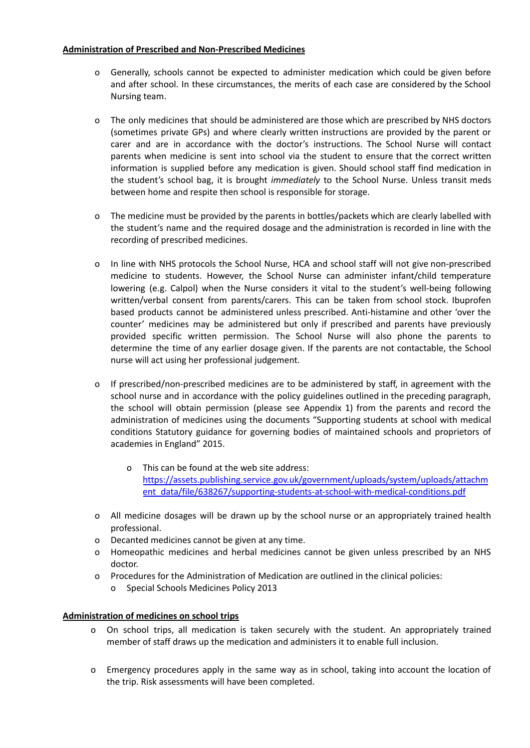**Administration of Prescribed and Non-Prescribed Medicines**

- Generally, schools cannot be expected to administer medication which could be given before and after school. In these circumstances, the merits of each case are considered by the School Nursing team.

- The only medicines that should be administered are those which are prescribed by NHS doctors (sometimes private GPs) and where clearly written instructions are provided by the parent or carer and are in accordance with the doctor's instructions. The School Nurse will contact parents when medicine is sent into school via the student to ensure that the correct written information is supplied before any medication is given. Should school staff find medication in the student's school bag, it is brought *immediately* to the School Nurse. Unless transit meds between home and respite then school is responsible for storage.

- The medicine must be provided by the parents in bottles/packets which are clearly labelled with the student's name and the required dosage and the administration is recorded in line with the recording of prescribed medicines.

- In line with NHS protocols the School Nurse, HCA and school staff will not give non-prescribed medicine to students. However, the School Nurse can administer infant/child temperature lowering (e.g. Calpol) when the Nurse considers it vital to the student's well-being following written/verbal consent from parents/carers. This can be taken from school stock. Ibuprofen based products cannot be administered unless prescribed. Anti-histamine and other 'over the counter' medicines may be administered but only if prescribed and parents have previously provided specific written permission. The School Nurse will also phone the parents to determine the time of any earlier dosage given. If the parents are not contactable, the School nurse will act using her professional judgement.

- If prescribed/non-prescribed medicines are to be administered by staff, in agreement with the school nurse and in accordance with the policy guidelines outlined in the preceding paragraph, the school will obtain permission (please see Appendix 1) from the parents and record the administration of medicines using the documents "Supporting students at school with medical conditions Statutory guidance for governing bodies of maintained schools and proprietors of academies in England" 2015.

  - This can be found at the web site address: [https://assets.publishing.service.gov.uk/government/uploads/system/uploads/attachment_data/file/638267/supporting-students-at-school-with-medical-conditions.pdf](https://assets.publishing.service.gov.uk/government/uploads/system/uploads/attachment_data/file/638267/supporting-students-at-school-with-medical-conditions.pdf)

- All medicine dosages will be drawn up by the school nurse or an appropriately trained health professional.
- Decanted medicines cannot be given at any time.
- Homeopathic medicines and herbal medicines cannot be given unless prescribed by an NHS doctor.
- Procedures for the Administration of Medication are outlined in the clinical policies:
  - Special Schools Medicines Policy 2013

**Administration of medicines on school trips**

- On school trips, all medication is taken securely with the student. An appropriately trained member of staff draws up the medication and administers it to enable full inclusion.

- Emergency procedures apply in the same way as in school, taking into account the location of the trip. Risk assessments will have been completed.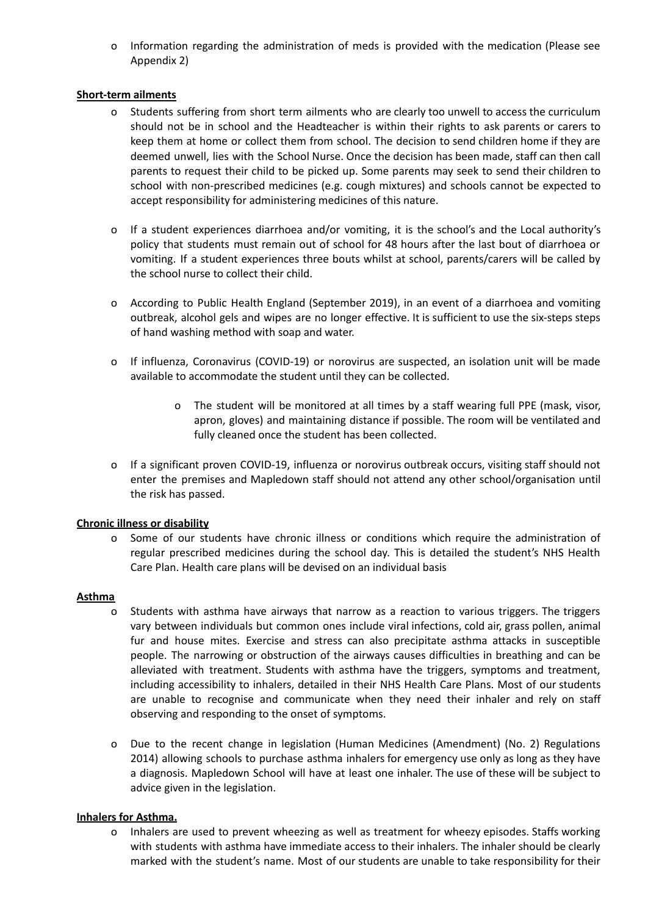- Information regarding the administration of meds is provided with the medication (Please see Appendix 2)

**Short-term ailments**

- Students suffering from short term ailments who are clearly too unwell to access the curriculum should not be in school and the Headteacher is within their rights to ask parents or carers to keep them at home or collect them from school. The decision to send children home if they are deemed unwell, lies with the School Nurse. Once the decision has been made, staff can then call parents to request their child to be picked up. Some parents may seek to send their children to school with non-prescribed medicines (e.g. cough mixtures) and schools cannot be expected to accept responsibility for administering medicines of this nature.

- If a student experiences diarrhoea and/or vomiting, it is the school's and the Local authority's policy that students must remain out of school for 48 hours after the last bout of diarrhoea or vomiting. If a student experiences three bouts whilst at school, parents/carers will be called by the school nurse to collect their child.

- According to Public Health England (September 2019), in an event of a diarrhoea and vomiting outbreak, alcohol gels and wipes are no longer effective. It is sufficient to use the six-steps steps of hand washing method with soap and water.

- If influenza, Coronavirus (COVID-19) or norovirus are suspected, an isolation unit will be made available to accommodate the student until they can be collected.
    - The student will be monitored at all times by a staff wearing full PPE (mask, visor, apron, gloves) and maintaining distance if possible. The room will be ventilated and fully cleaned once the student has been collected.

- If a significant proven COVID-19, influenza or norovirus outbreak occurs, visiting staff should not enter the premises and Mapledown staff should not attend any other school/organisation until the risk has passed.

**Chronic illness or disability**

- Some of our students have chronic illness or conditions which require the administration of regular prescribed medicines during the school day. This is detailed the student's NHS Health Care Plan. Health care plans will be devised on an individual basis

**Asthma**

- Students with asthma have airways that narrow as a reaction to various triggers. The triggers vary between individuals but common ones include viral infections, cold air, grass pollen, animal fur and house mites. Exercise and stress can also precipitate asthma attacks in susceptible people. The narrowing or obstruction of the airways causes difficulties in breathing and can be alleviated with treatment. Students with asthma have the triggers, symptoms and treatment, including accessibility to inhalers, detailed in their NHS Health Care Plans. Most of our students are unable to recognise and communicate when they need their inhaler and rely on staff observing and responding to the onset of symptoms.

- Due to the recent change in legislation (Human Medicines (Amendment) (No. 2) Regulations 2014) allowing schools to purchase asthma inhalers for emergency use only as long as they have a diagnosis. Mapledown School will have at least one inhaler. The use of these will be subject to advice given in the legislation.

**Inhalers for Asthma.**

- Inhalers are used to prevent wheezing as well as treatment for wheezy episodes. Staffs working with students with asthma have immediate access to their inhalers. The inhaler should be clearly marked with the student's name. Most of our students are unable to take responsibility for their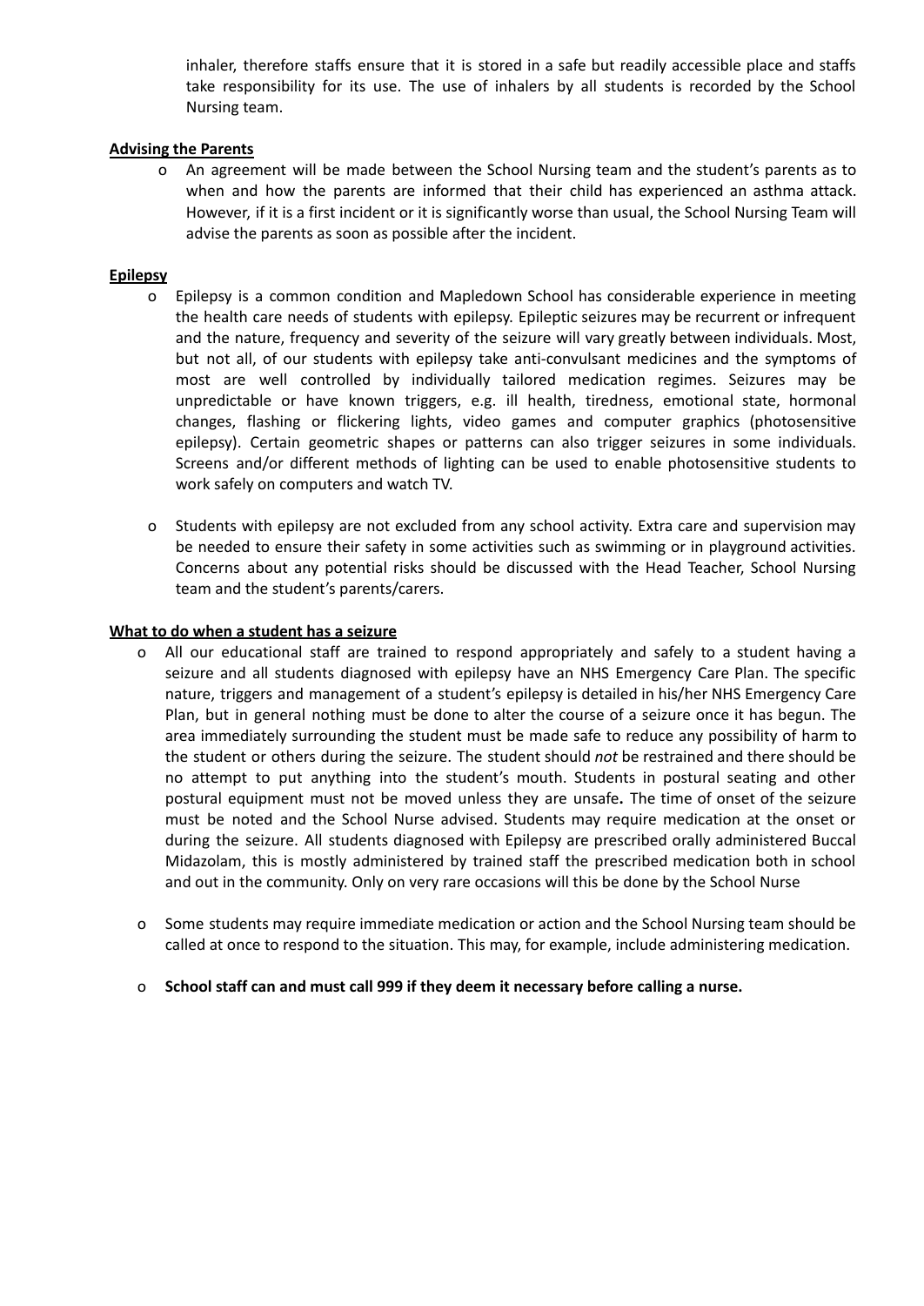inhaler, therefore staffs ensure that it is stored in a safe but readily accessible place and staffs take responsibility for its use. The use of inhalers by all students is recorded by the School Nursing team.

**Advising the Parents**

- An agreement will be made between the School Nursing team and the student's parents as to when and how the parents are informed that their child has experienced an asthma attack. However, if it is a first incident or it is significantly worse than usual, the School Nursing Team will advise the parents as soon as possible after the incident.

**Epilepsy**

- Epilepsy is a common condition and Mapledown School has considerable experience in meeting the health care needs of students with epilepsy. Epileptic seizures may be recurrent or infrequent and the nature, frequency and severity of the seizure will vary greatly between individuals. Most, but not all, of our students with epilepsy take anti-convulsant medicines and the symptoms of most are well controlled by individually tailored medication regimes. Seizures may be unpredictable or have known triggers, e.g. ill health, tiredness, emotional state, hormonal changes, flashing or flickering lights, video games and computer graphics (photosensitive epilepsy). Certain geometric shapes or patterns can also trigger seizures in some individuals. Screens and/or different methods of lighting can be used to enable photosensitive students to work safely on computers and watch TV.

- Students with epilepsy are not excluded from any school activity. Extra care and supervision may be needed to ensure their safety in some activities such as swimming or in playground activities. Concerns about any potential risks should be discussed with the Head Teacher, School Nursing team and the student's parents/carers.

**What to do when a student has a seizure**

- All our educational staff are trained to respond appropriately and safely to a student having a seizure and all students diagnosed with epilepsy have an NHS Emergency Care Plan. The specific nature, triggers and management of a student's epilepsy is detailed in his/her NHS Emergency Care Plan, but in general nothing must be done to alter the course of a seizure once it has begun. The area immediately surrounding the student must be made safe to reduce any possibility of harm to the student or others during the seizure. The student should *not* be restrained and there should be no attempt to put anything into the student's mouth. Students in postural seating and other postural equipment must not be moved unless they are unsafe**.** The time of onset of the seizure must be noted and the School Nurse advised. Students may require medication at the onset or during the seizure. All students diagnosed with Epilepsy are prescribed orally administered Buccal Midazolam, this is mostly administered by trained staff the prescribed medication both in school and out in the community. Only on very rare occasions will this be done by the School Nurse

- Some students may require immediate medication or action and the School Nursing team should be called at once to respond to the situation. This may, for example, include administering medication.

- **School staff can and must call 999 if they deem it necessary before calling a nurse.**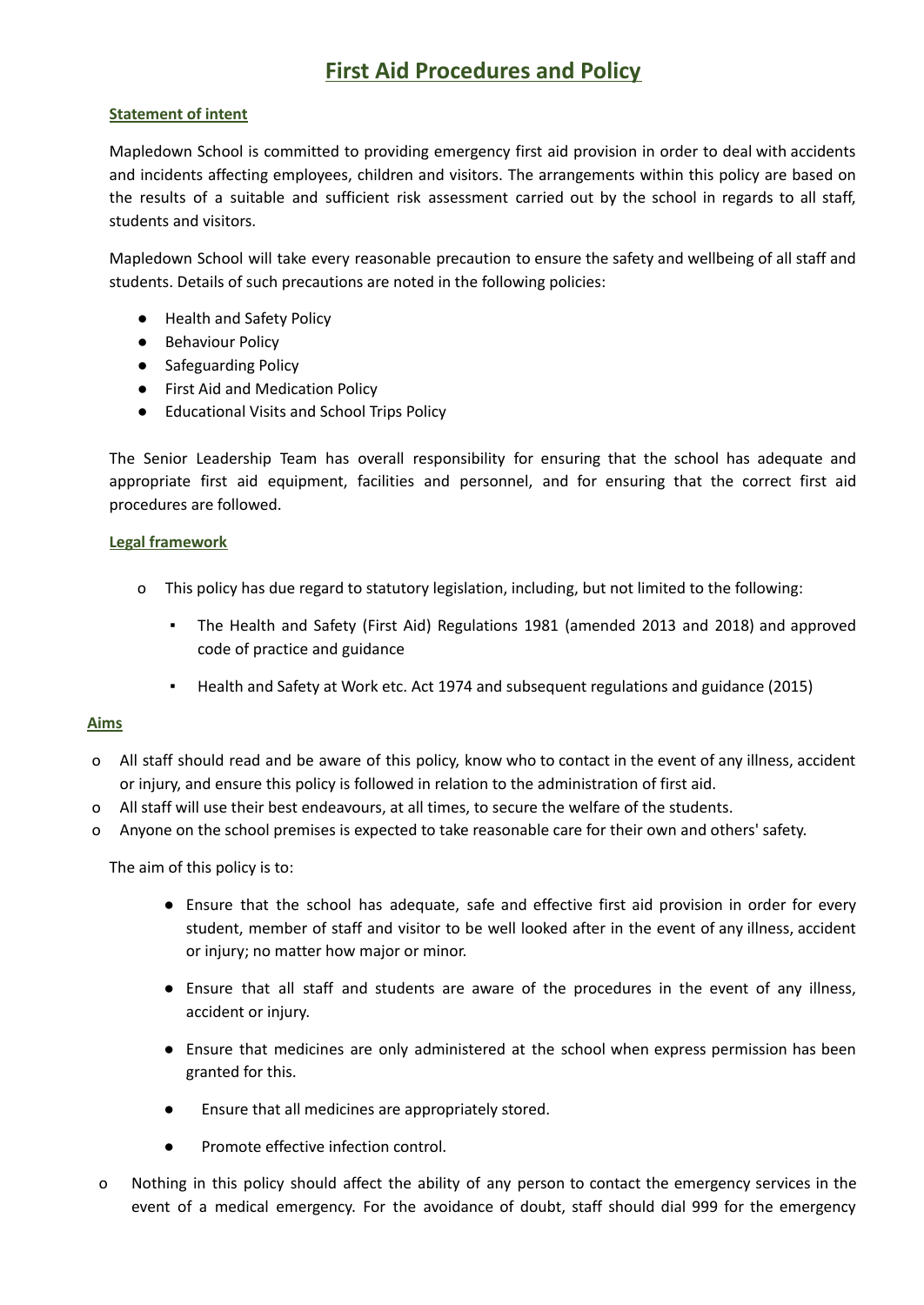# First Aid Procedures and Policy

## Statement of intent

Mapledown School is committed to providing emergency first aid provision in order to deal with accidents and incidents affecting employees, children and visitors. The arrangements within this policy are based on the results of a suitable and sufficient risk assessment carried out by the school in regards to all staff, students and visitors.

Mapledown School will take every reasonable precaution to ensure the safety and wellbeing of all staff and students. Details of such precautions are noted in the following policies:

- Health and Safety Policy
- Behaviour Policy
- Safeguarding Policy
- First Aid and Medication Policy
- Educational Visits and School Trips Policy

The Senior Leadership Team has overall responsibility for ensuring that the school has adequate and appropriate first aid equipment, facilities and personnel, and for ensuring that the correct first aid procedures are followed.

## Legal framework

- This policy has due regard to statutory legislation, including, but not limited to the following:
  - The Health and Safety (First Aid) Regulations 1981 (amended 2013 and 2018) and approved code of practice and guidance
  - Health and Safety at Work etc. Act 1974 and subsequent regulations and guidance (2015)

## Aims

- All staff should read and be aware of this policy, know who to contact in the event of any illness, accident or injury, and ensure this policy is followed in relation to the administration of first aid.
- All staff will use their best endeavours, at all times, to secure the welfare of the students.
- Anyone on the school premises is expected to take reasonable care for their own and others' safety.

The aim of this policy is to:

- Ensure that the school has adequate, safe and effective first aid provision in order for every student, member of staff and visitor to be well looked after in the event of any illness, accident or injury; no matter how major or minor.
- Ensure that all staff and students are aware of the procedures in the event of any illness, accident or injury.
- Ensure that medicines are only administered at the school when express permission has been granted for this.
- Ensure that all medicines are appropriately stored.
- Promote effective infection control.

- Nothing in this policy should affect the ability of any person to contact the emergency services in the event of a medical emergency. For the avoidance of doubt, staff should dial 999 for the emergency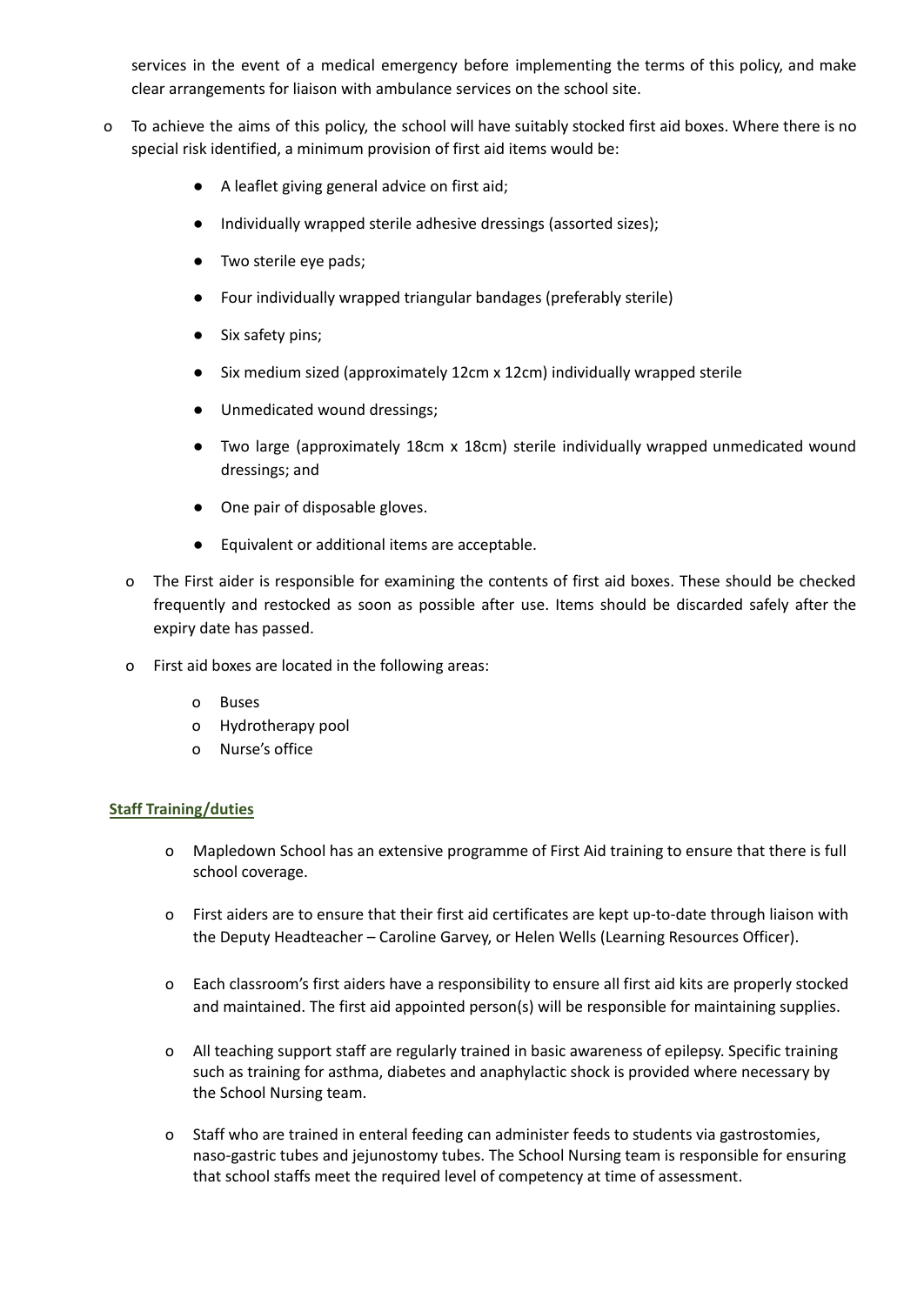services in the event of a medical emergency before implementing the terms of this policy, and make clear arrangements for liaison with ambulance services on the school site.

- To achieve the aims of this policy, the school will have suitably stocked first aid boxes. Where there is no special risk identified, a minimum provision of first aid items would be:
  - A leaflet giving general advice on first aid;
  - Individually wrapped sterile adhesive dressings (assorted sizes);
  - Two sterile eye pads;
  - Four individually wrapped triangular bandages (preferably sterile)
  - Six safety pins;
  - Six medium sized (approximately 12cm x 12cm) individually wrapped sterile
  - Unmedicated wound dressings;
  - Two large (approximately 18cm x 18cm) sterile individually wrapped unmedicated wound dressings; and
  - One pair of disposable gloves.
  - Equivalent or additional items are acceptable.
- The First aider is responsible for examining the contents of first aid boxes. These should be checked frequently and restocked as soon as possible after use. Items should be discarded safely after the expiry date has passed.
- First aid boxes are located in the following areas:
  - Buses
  - Hydrotherapy pool
  - Nurse's office

**Staff Training/duties**

- Mapledown School has an extensive programme of First Aid training to ensure that there is full school coverage.
- First aiders are to ensure that their first aid certificates are kept up-to-date through liaison with the Deputy Headteacher – Caroline Garvey, or Helen Wells (Learning Resources Officer).
- Each classroom's first aiders have a responsibility to ensure all first aid kits are properly stocked and maintained. The first aid appointed person(s) will be responsible for maintaining supplies.
- All teaching support staff are regularly trained in basic awareness of epilepsy. Specific training such as training for asthma, diabetes and anaphylactic shock is provided where necessary by the School Nursing team.
- Staff who are trained in enteral feeding can administer feeds to students via gastrostomies, naso-gastric tubes and jejunostomy tubes. The School Nursing team is responsible for ensuring that school staffs meet the required level of competency at time of assessment.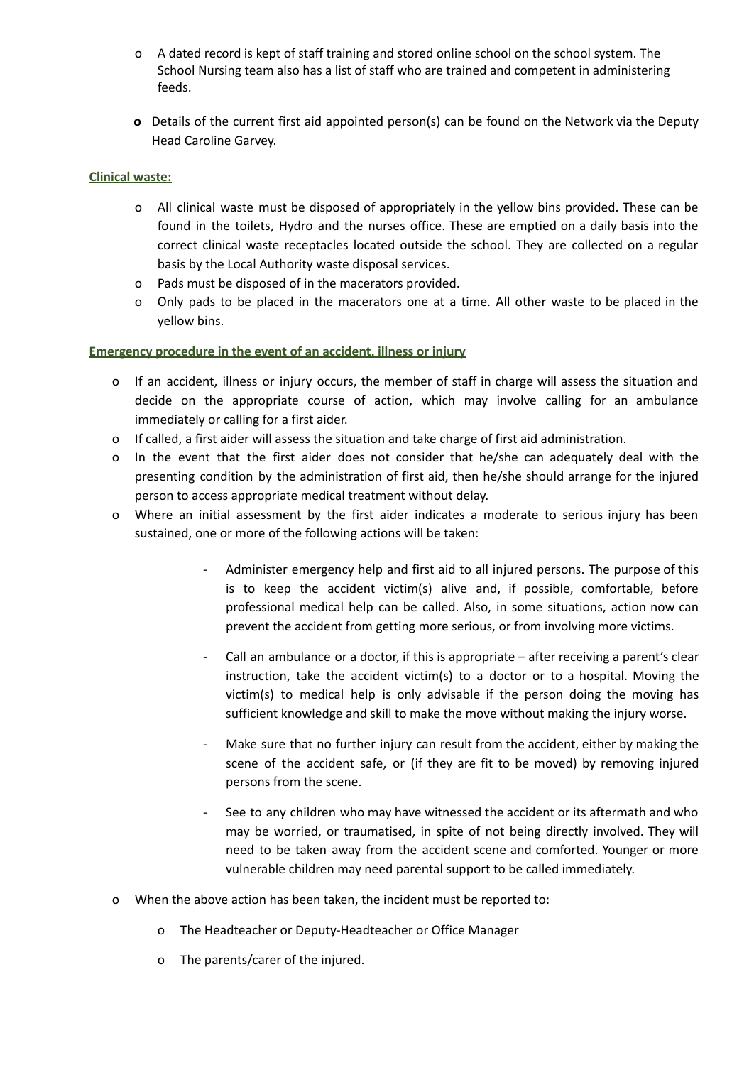- A dated record is kept of staff training and stored online school on the school system. The School Nursing team also has a list of staff who are trained and competent in administering feeds.
- Details of the current first aid appointed person(s) can be found on the Network via the Deputy Head Caroline Garvey.

**Clinical waste:**

- All clinical waste must be disposed of appropriately in the yellow bins provided. These can be found in the toilets, Hydro and the nurses office. These are emptied on a daily basis into the correct clinical waste receptacles located outside the school. They are collected on a regular basis by the Local Authority waste disposal services.
- Pads must be disposed of in the macerators provided.
- Only pads to be placed in the macerators one at a time. All other waste to be placed in the yellow bins.

**Emergency procedure in the event of an accident, illness or injury**

- If an accident, illness or injury occurs, the member of staff in charge will assess the situation and decide on the appropriate course of action, which may involve calling for an ambulance immediately or calling for a first aider.
- If called, a first aider will assess the situation and take charge of first aid administration.
- In the event that the first aider does not consider that he/she can adequately deal with the presenting condition by the administration of first aid, then he/she should arrange for the injured person to access appropriate medical treatment without delay.
- Where an initial assessment by the first aider indicates a moderate to serious injury has been sustained, one or more of the following actions will be taken:
    - Administer emergency help and first aid to all injured persons. The purpose of this is to keep the accident victim(s) alive and, if possible, comfortable, before professional medical help can be called. Also, in some situations, action now can prevent the accident from getting more serious, or from involving more victims.
    - Call an ambulance or a doctor, if this is appropriate – after receiving a parent's clear instruction, take the accident victim(s) to a doctor or to a hospital. Moving the victim(s) to medical help is only advisable if the person doing the moving has sufficient knowledge and skill to make the move without making the injury worse.
    - Make sure that no further injury can result from the accident, either by making the scene of the accident safe, or (if they are fit to be moved) by removing injured persons from the scene.
    - See to any children who may have witnessed the accident or its aftermath and who may be worried, or traumatised, in spite of not being directly involved. They will need to be taken away from the accident scene and comforted. Younger or more vulnerable children may need parental support to be called immediately.
- When the above action has been taken, the incident must be reported to:
    - The Headteacher or Deputy-Headteacher or Office Manager
    - The parents/carer of the injured.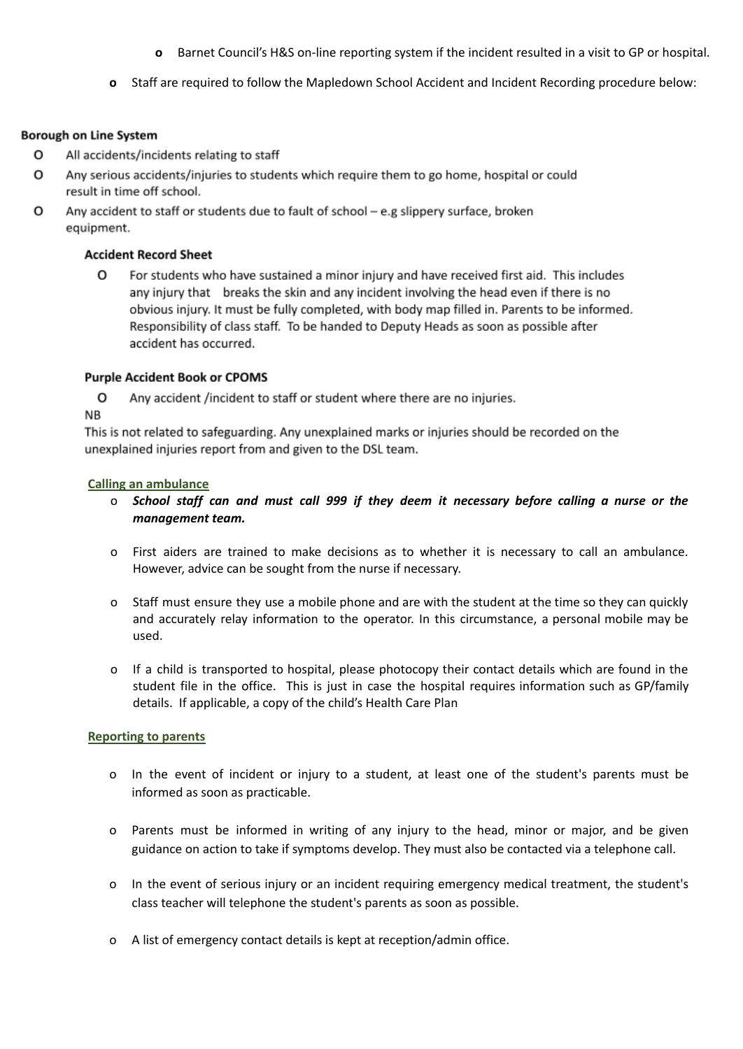- Barnet Council's H&S on-line reporting system if the incident resulted in a visit to GP or hospital.

- Staff are required to follow the Mapledown School Accident and Incident Recording procedure below:

**Borough on Line System**

- All accidents/incidents relating to staff
- Any serious accidents/injuries to students which require them to go home, hospital or could result in time off school.
- Any accident to staff or students due to fault of school – e.g slippery surface, broken equipment.

**Accident Record Sheet**

- For students who have sustained a minor injury and have received first aid. This includes any injury that breaks the skin and any incident involving the head even if there is no obvious injury. It must be fully completed, with body map filled in. Parents to be informed. Responsibility of class staff. To be handed to Deputy Heads as soon as possible after accident has occurred.

**Purple Accident Book or CPOMS**

- Any accident /incident to staff or student where there are no injuries.

NB
This is not related to safeguarding. Any unexplained marks or injuries should be recorded on the unexplained injuries report from and given to the DSL team.

**Calling an ambulance**

- ***School staff can and must call 999 if they deem it necessary before calling a nurse or the management team.***

- First aiders are trained to make decisions as to whether it is necessary to call an ambulance. However, advice can be sought from the nurse if necessary.

- Staff must ensure they use a mobile phone and are with the student at the time so they can quickly and accurately relay information to the operator. In this circumstance, a personal mobile may be used.

- If a child is transported to hospital, please photocopy their contact details which are found in the student file in the office. This is just in case the hospital requires information such as GP/family details. If applicable, a copy of the child's Health Care Plan

**Reporting to parents**

- In the event of incident or injury to a student, at least one of the student's parents must be informed as soon as practicable.

- Parents must be informed in writing of any injury to the head, minor or major, and be given guidance on action to take if symptoms develop. They must also be contacted via a telephone call.

- In the event of serious injury or an incident requiring emergency medical treatment, the student's class teacher will telephone the student's parents as soon as possible.

- A list of emergency contact details is kept at reception/admin office.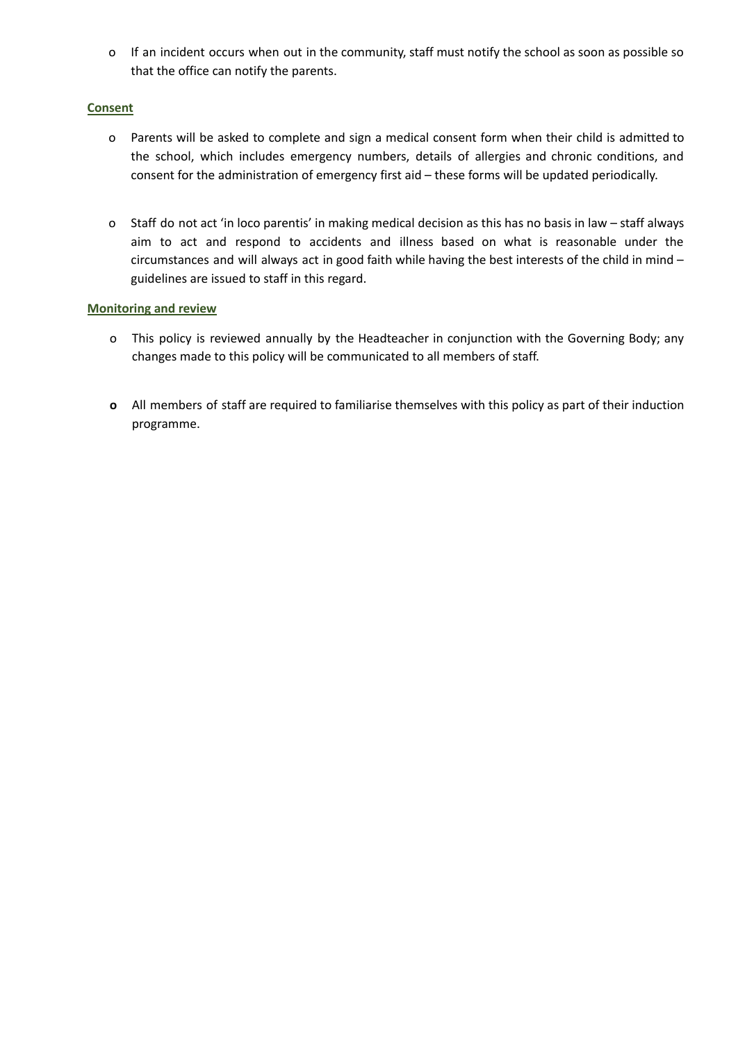- If an incident occurs when out in the community, staff must notify the school as soon as possible so that the office can notify the parents.

**Consent**

- Parents will be asked to complete and sign a medical consent form when their child is admitted to the school, which includes emergency numbers, details of allergies and chronic conditions, and consent for the administration of emergency first aid – these forms will be updated periodically.

- Staff do not act 'in loco parentis' in making medical decision as this has no basis in law – staff always aim to act and respond to accidents and illness based on what is reasonable under the circumstances and will always act in good faith while having the best interests of the child in mind – guidelines are issued to staff in this regard.

**Monitoring and review**

- This policy is reviewed annually by the Headteacher in conjunction with the Governing Body; any changes made to this policy will be communicated to all members of staff.

- All members of staff are required to familiarise themselves with this policy as part of their induction programme.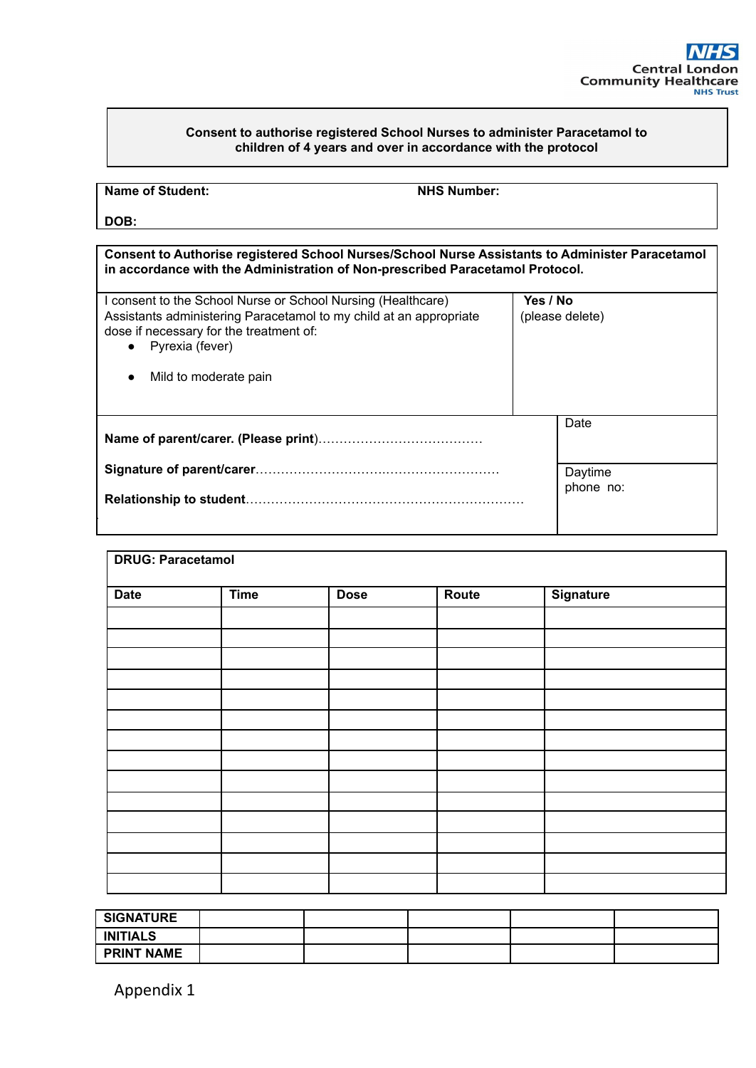NHS
Central London
Community Healthcare
NHS Trust

**Consent to authorise registered School Nurses to administer Paracetamol to children of 4 years and over in accordance with the protocol**

| **Name of Student:** | **NHS Number:** |
|---|---|
| **DOB:** | |

| **Consent to Authorise registered School Nurses/School Nurse Assistants to Administer Paracetamol in accordance with the Administration of Non-prescribed Paracetamol Protocol.** | |
|---|---|
| I consent to the School Nurse or School Nursing (Healthcare) Assistants administering Paracetamol to my child at an appropriate dose if necessary for the treatment of:<br>• Pyrexia (fever)<br>• Mild to moderate pain | **Yes / No**<br>(please delete) |
| **Name of parent/carer. (Please print)**…………………………………… | Date |
| **Signature of parent/carer**…………………………….………………… | Daytime phone no: |
| **Relationship to student**………………………………………………………… | |

**DRUG: Paracetamol**

| Date | Time | Dose | Route | Signature |
|---|---|---|---|---|
| | | | | |
| | | | | |
| | | | | |
| | | | | |
| | | | | |
| | | | | |
| | | | | |
| | | | | |
| | | | | |
| | | | | |
| | | | | |
| | | | | |
| | | | | |
| | | | | |

| **SIGNATURE** | | | | | |
|---|---|---|---|---|---|
| **INITIALS** | | | | | |
| **PRINT NAME** | | | | | |

Appendix 1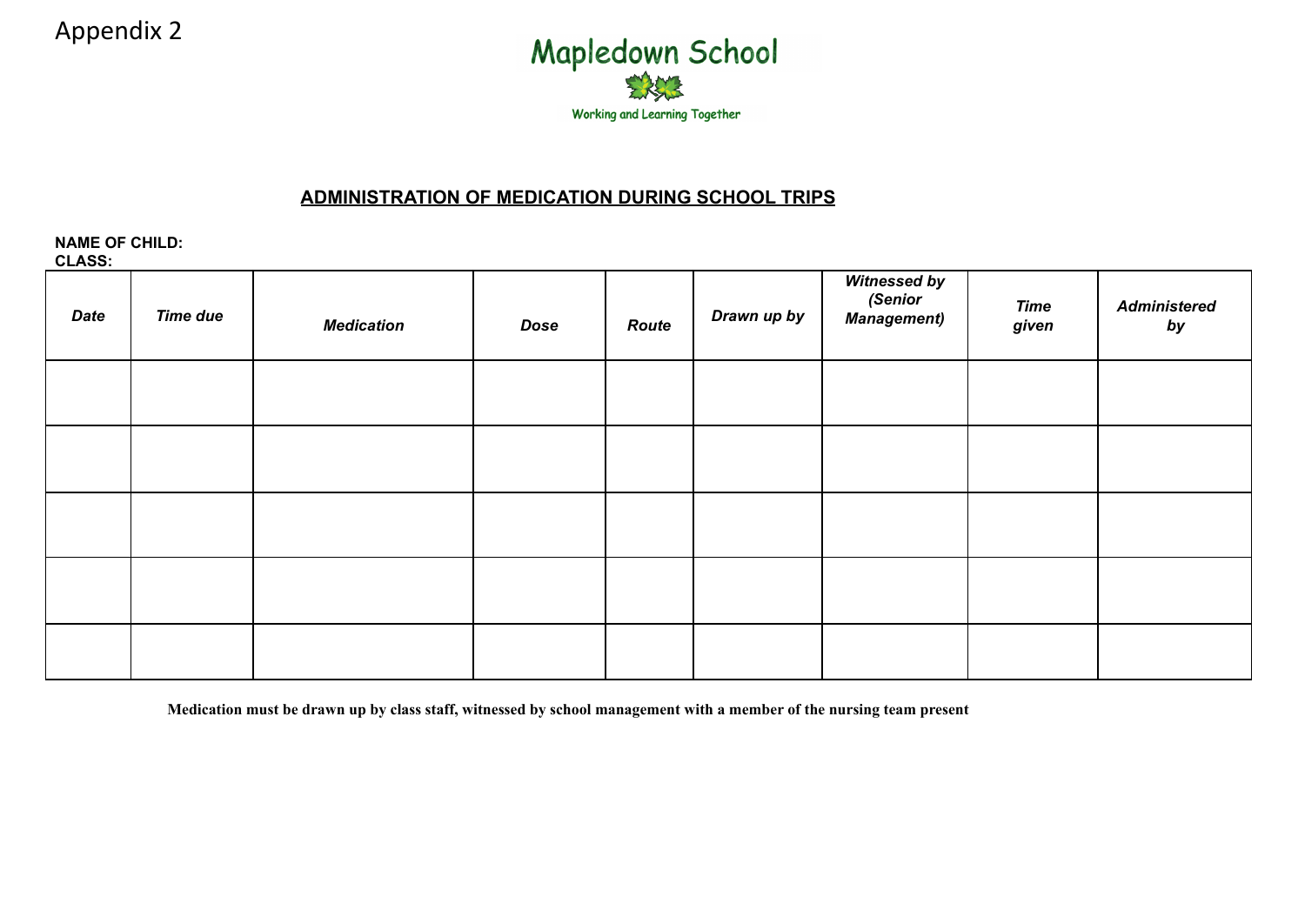Appendix 2

Mapledown School

Working and Learning Together

## ADMINISTRATION OF MEDICATION DURING SCHOOL TRIPS

**NAME OF CHILD:**
**CLASS:**

| *Date* | *Time due* | *Medication* | *Dose* | *Route* | *Drawn up by* | *Witnessed by (Senior Management)* | *Time given* | *Administered by* |
|---|---|---|---|---|---|---|---|---|
| | | | | | | | | |
| | | | | | | | | |
| | | | | | | | | |
| | | | | | | | | |
| | | | | | | | | |

**Medication must be drawn up by class staff, witnessed by school management with a member of the nursing team present**